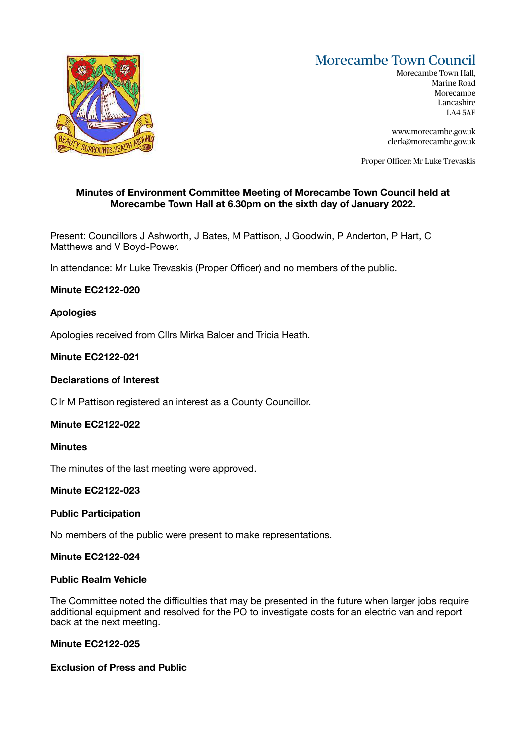# Morecambe Town Council

Morecambe Town Hall,
Marine Road
Morecambe
Lancashire
LA4 5AF

www.morecambe.gov.uk
clerk@morecambe.gov.uk

Proper Officer: Mr Luke Trevaskis

**Minutes of Environment Committee Meeting of Morecambe Town Council held at Morecambe Town Hall at 6.30pm on the sixth day of January 2022.**

Present: Councillors J Ashworth, J Bates, M Pattison, J Goodwin, P Anderton, P Hart, C Matthews and V Boyd-Power.

In attendance: Mr Luke Trevaskis (Proper Officer) and no members of the public.

**Minute EC2122-020**

**Apologies**

Apologies received from Cllrs Mirka Balcer and Tricia Heath.

**Minute EC2122-021**

**Declarations of Interest**

Cllr M Pattison registered an interest as a County Councillor.

**Minute EC2122-022**

**Minutes**

The minutes of the last meeting were approved.

**Minute EC2122-023**

**Public Participation**

No members of the public were present to make representations.

**Minute EC2122-024**

**Public Realm Vehicle**

The Committee noted the difficulties that may be presented in the future when larger jobs require additional equipment and resolved for the PO to investigate costs for an electric van and report back at the next meeting.

**Minute EC2122-025**

**Exclusion of Press and Public**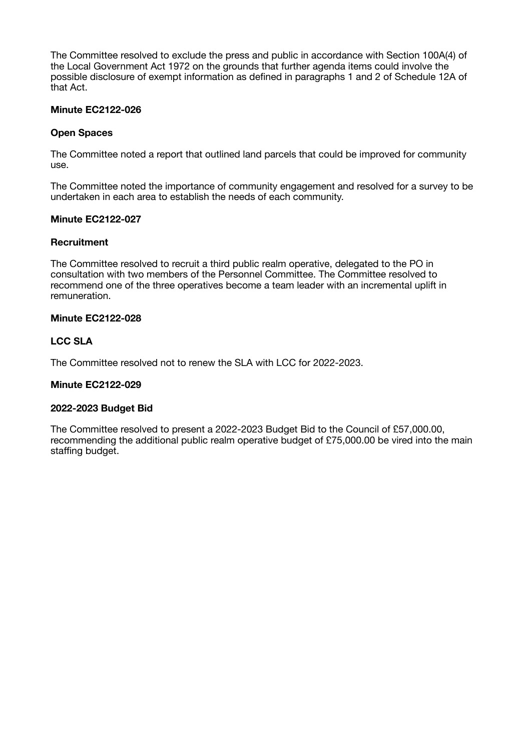The Committee resolved to exclude the press and public in accordance with Section 100A(4) of the Local Government Act 1972 on the grounds that further agenda items could involve the possible disclosure of exempt information as defined in paragraphs 1 and 2 of Schedule 12A of that Act.

**Minute EC2122-026**

**Open Spaces**

The Committee noted a report that outlined land parcels that could be improved for community use.

The Committee noted the importance of community engagement and resolved for a survey to be undertaken in each area to establish the needs of each community.

**Minute EC2122-027**

**Recruitment**

The Committee resolved to recruit a third public realm operative, delegated to the PO in consultation with two members of the Personnel Committee. The Committee resolved to recommend one of the three operatives become a team leader with an incremental uplift in remuneration.

**Minute EC2122-028**

**LCC SLA**

The Committee resolved not to renew the SLA with LCC for 2022-2023.

**Minute EC2122-029**

**2022-2023 Budget Bid**

The Committee resolved to present a 2022-2023 Budget Bid to the Council of £57,000.00, recommending the additional public realm operative budget of £75,000.00 be vired into the main staffing budget.